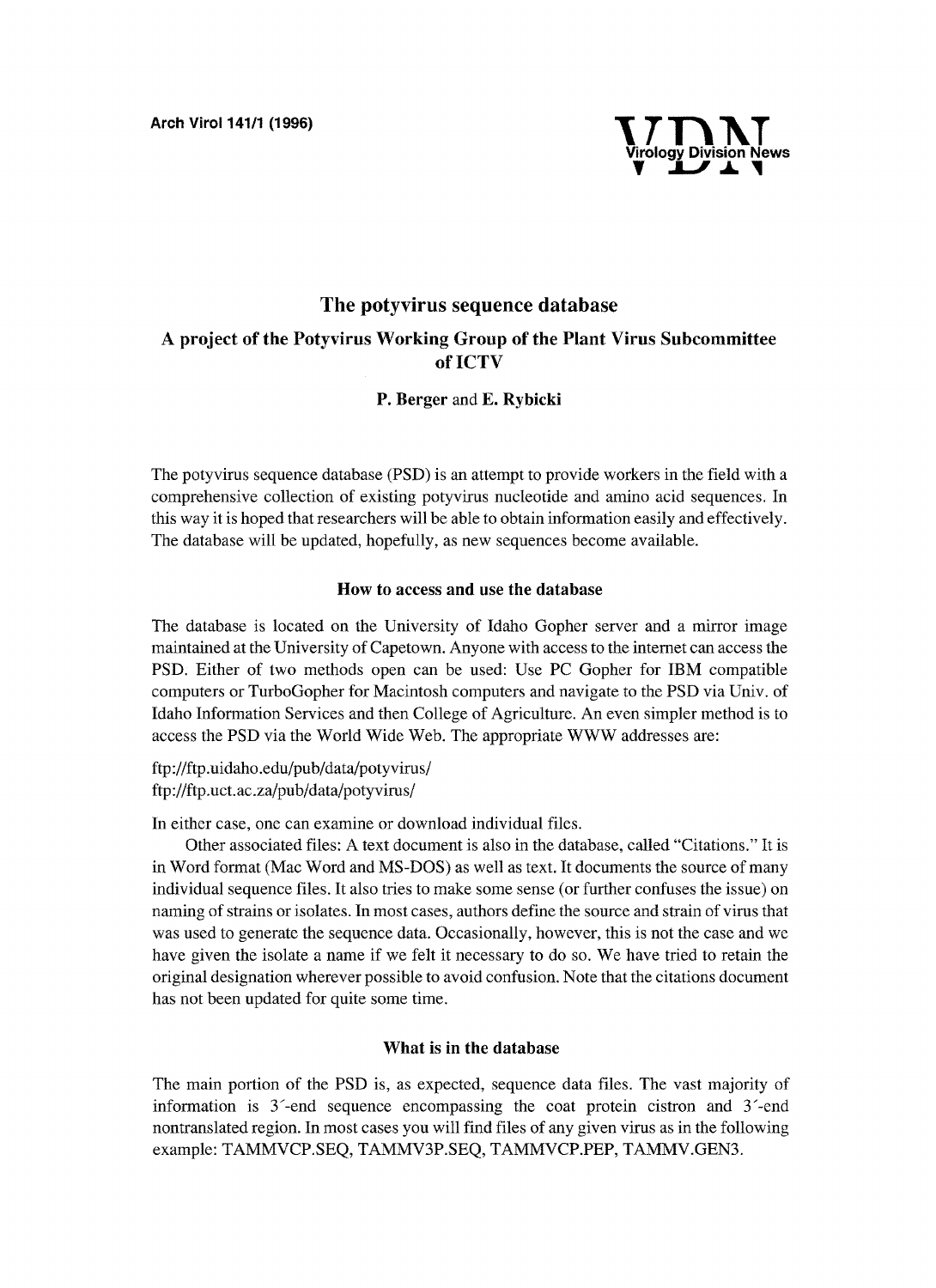# The potyvirus sequence database

## A project of the Potyvirus Working Group of the Plant Virus Subcommittee of ICTV

**P. Berger** and **E. Rybicki**

The potyvirus sequence database (PSD) is an attempt to provide workers in the field with a comprehensive collection of existing potyvirus nucleotide and amino acid sequences. In this way it is hoped that researchers will be able to obtain information easily and effectively. The database will be updated, hopefully, as new sequences become available.

### How to access and use the database

The database is located on the University of Idaho Gopher server and a mirror image maintained at the University of Capetown. Anyone with access to the internet can access the PSD. Either of two methods open can be used: Use PC Gopher for IBM compatible computers or TurboGopher for Macintosh computers and navigate to the PSD via Univ. of Idaho Information Services and then College of Agriculture. An even simpler method is to access the PSD via the World Wide Web. The appropriate WWW addresses are:

ftp://ftp.uidaho.edu/pub/data/potyvirus/
ftp://ftp.uct.ac.za/pub/data/potyvirus/

In either case, one can examine or download individual files.

Other associated files: A text document is also in the database, called "Citations." It is in Word format (Mac Word and MS-DOS) as well as text. It documents the source of many individual sequence files. It also tries to make some sense (or further confuses the issue) on naming of strains or isolates. In most cases, authors define the source and strain of virus that was used to generate the sequence data. Occasionally, however, this is not the case and we have given the isolate a name if we felt it necessary to do so. We have tried to retain the original designation wherever possible to avoid confusion. Note that the citations document has not been updated for quite some time.

### What is in the database

The main portion of the PSD is, as expected, sequence data files. The vast majority of information is 3′-end sequence encompassing the coat protein cistron and 3′-end nontranslated region. In most cases you will find files of any given virus as in the following example: TAMMVCP.SEQ, TAMMV3P.SEQ, TAMMVCP.PEP, TAMMV.GEN3.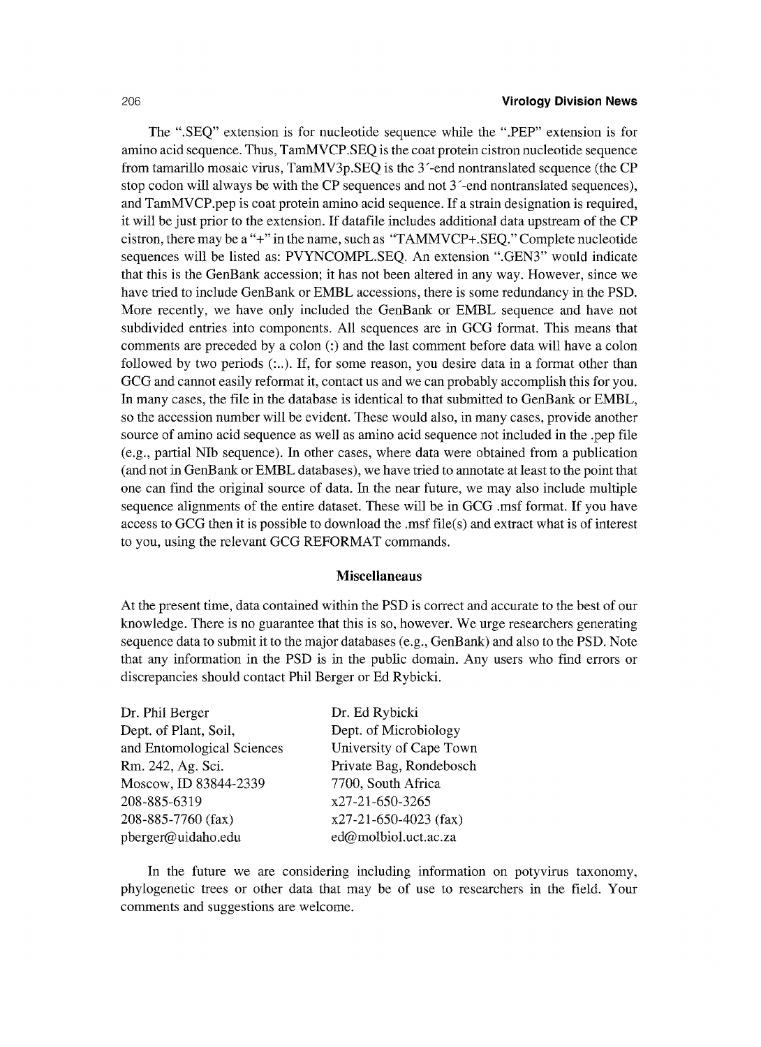The ".SEQ" extension is for nucleotide sequence while the ".PEP" extension is for amino acid sequence. Thus, TamMVCP.SEQ is the coat protein cistron nucleotide sequence from tamarillo mosaic virus, TamMV3p.SEQ is the 3′-end nontranslated sequence (the CP stop codon will always be with the CP sequences and not 3′-end nontranslated sequences), and TamMVCP.pep is coat protein amino acid sequence. If a strain designation is required, it will be just prior to the extension. If datafile includes additional data upstream of the CP cistron, there may be a "+" in the name, such as "TAMMVCP+.SEQ." Complete nucleotide sequences will be listed as: PVYNCOMPL.SEQ. An extension ".GEN3" would indicate that this is the GenBank accession; it has not been altered in any way. However, since we have tried to include GenBank or EMBL accessions, there is some redundancy in the PSD. More recently, we have only included the GenBank or EMBL sequence and have not subdivided entries into components. All sequences are in GCG format. This means that comments are preceded by a colon (:) and the last comment before data will have a colon followed by two periods (:..). If, for some reason, you desire data in a format other than GCG and cannot easily reformat it, contact us and we can probably accomplish this for you. In many cases, the file in the database is identical to that submitted to GenBank or EMBL, so the accession number will be evident. These would also, in many cases, provide another source of amino acid sequence as well as amino acid sequence not included in the .pep file (e.g., partial NIb sequence). In other cases, where data were obtained from a publication (and not in GenBank or EMBL databases), we have tried to annotate at least to the point that one can find the original source of data. In the near future, we may also include multiple sequence alignments of the entire dataset. These will be in GCG .msf format. If you have access to GCG then it is possible to download the .msf file(s) and extract what is of interest to you, using the relevant GCG REFORMAT commands.

## Miscellaneaus

At the present time, data contained within the PSD is correct and accurate to the best of our knowledge. There is no guarantee that this is so, however. We urge researchers generating sequence data to submit it to the major databases (e.g., GenBank) and also to the PSD. Note that any information in the PSD is in the public domain. Any users who find errors or discrepancies should contact Phil Berger or Ed Rybicki.

Dr. Phil Berger
Dept. of Plant, Soil,
and Entomological Sciences
Rm. 242, Ag. Sci.
Moscow, ID 83844-2339
208-885-6319
208-885-7760 (fax)
pberger@uidaho.edu

Dr. Ed Rybicki
Dept. of Microbiology
University of Cape Town
Private Bag, Rondebosch
7700, South Africa
x27-21-650-3265
x27-21-650-4023 (fax)
ed@molbiol.uct.ac.za

In the future we are considering including information on potyvirus taxonomy, phylogenetic trees or other data that may be of use to researchers in the field. Your comments and suggestions are welcome.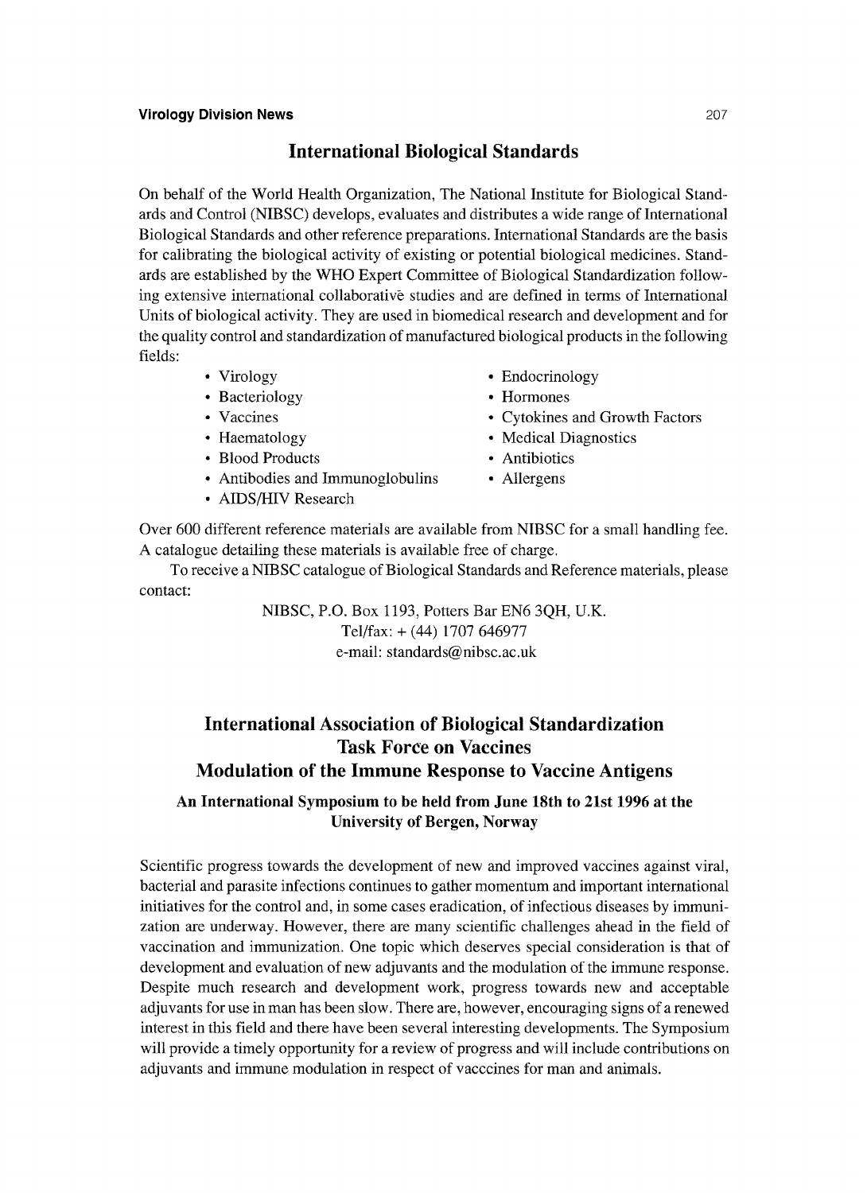## International Biological Standards

On behalf of the World Health Organization, The National Institute for Biological Standards and Control (NIBSC) develops, evaluates and distributes a wide range of International Biological Standards and other reference preparations. International Standards are the basis for calibrating the biological activity of existing or potential biological medicines. Standards are established by the WHO Expert Committee of Biological Standardization following extensive international collaborative studies and are defined in terms of International Units of biological activity. They are used in biomedical research and development and for the quality control and standardization of manufactured biological products in the following fields:

- Virology
- Bacteriology
- Vaccines
- Haematology
- Blood Products
- Antibodies and Immunoglobulins
- AIDS/HIV Research
- Endocrinology
- Hormones
- Cytokines and Growth Factors
- Medical Diagnostics
- Antibiotics
- Allergens

Over 600 different reference materials are available from NIBSC for a small handling fee. A catalogue detailing these materials is available free of charge.

To receive a NIBSC catalogue of Biological Standards and Reference materials, please contact:

NIBSC, P.O. Box 1193, Potters Bar EN6 3QH, U.K.
Tel/fax: + (44) 1707 646977
e-mail: standards@nibsc.ac.uk

## International Association of Biological Standardization Task Force on Vaccines Modulation of the Immune Response to Vaccine Antigens

### An International Symposium to be held from June 18th to 21st 1996 at the University of Bergen, Norway

Scientific progress towards the development of new and improved vaccines against viral, bacterial and parasite infections continues to gather momentum and important international initiatives for the control and, in some cases eradication, of infectious diseases by immunization are underway. However, there are many scientific challenges ahead in the field of vaccination and immunization. One topic which deserves special consideration is that of development and evaluation of new adjuvants and the modulation of the immune response. Despite much research and development work, progress towards new and acceptable adjuvants for use in man has been slow. There are, however, encouraging signs of a renewed interest in this field and there have been several interesting developments. The Symposium will provide a timely opportunity for a review of progress and will include contributions on adjuvants and immune modulation in respect of vacccines for man and animals.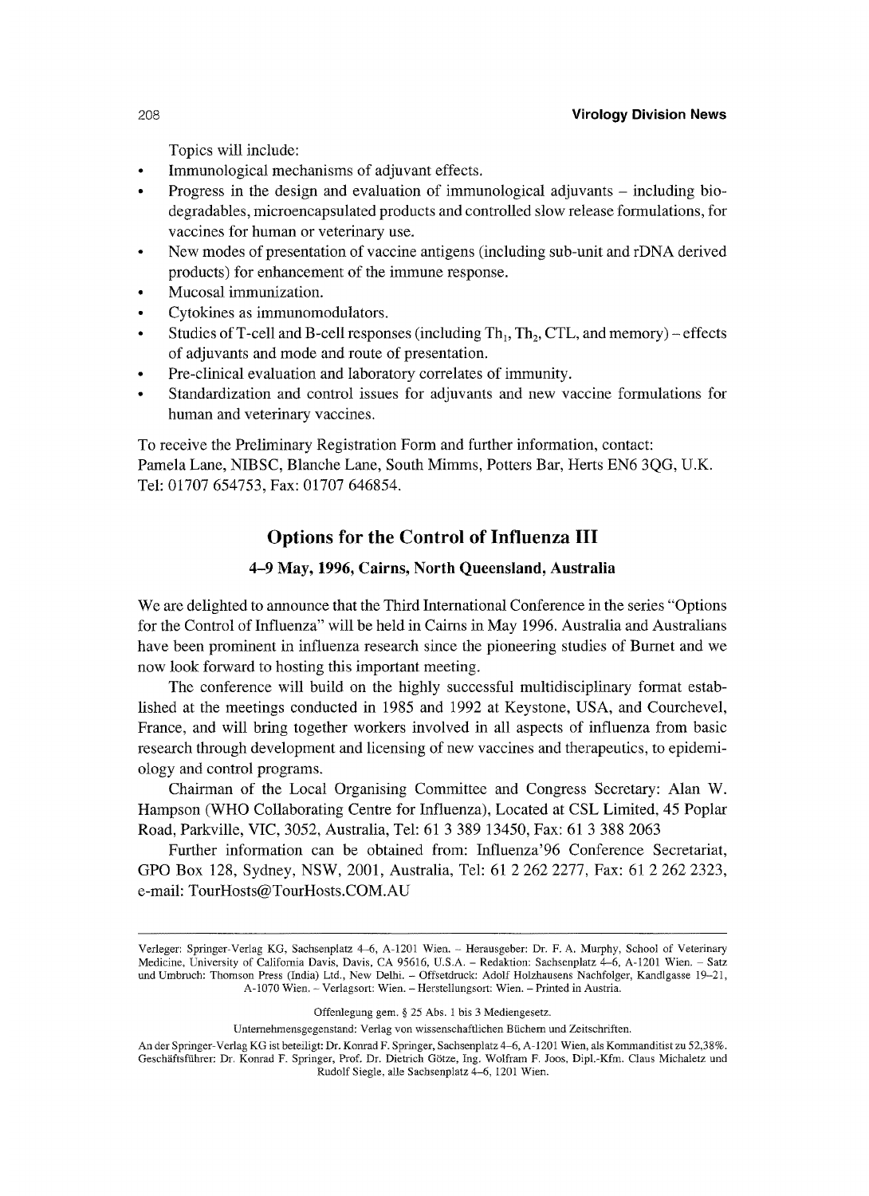Topics will include:

- Immunological mechanisms of adjuvant effects.
- Progress in the design and evaluation of immunological adjuvants – including biodegradables, microencapsulated products and controlled slow release formulations, for vaccines for human or veterinary use.
- New modes of presentation of vaccine antigens (including sub-unit and rDNA derived products) for enhancement of the immune response.
- Mucosal immunization.
- Cytokines as immunomodulators.
- Studies of T-cell and B-cell responses (including $Th_1$, $Th_2$, CTL, and memory) – effects of adjuvants and mode and route of presentation.
- Pre-clinical evaluation and laboratory correlates of immunity.
- Standardization and control issues for adjuvants and new vaccine formulations for human and veterinary vaccines.

To receive the Preliminary Registration Form and further information, contact:
Pamela Lane, NIBSC, Blanche Lane, South Mimms, Potters Bar, Herts EN6 3QG, U.K.
Tel: 01707 654753, Fax: 01707 646854.

## Options for the Control of Influenza III

### 4–9 May, 1996, Cairns, North Queensland, Australia

We are delighted to announce that the Third International Conference in the series "Options for the Control of Influenza" will be held in Cairns in May 1996. Australia and Australians have been prominent in influenza research since the pioneering studies of Burnet and we now look forward to hosting this important meeting.

The conference will build on the highly successful multidisciplinary format established at the meetings conducted in 1985 and 1992 at Keystone, USA, and Courchevel, France, and will bring together workers involved in all aspects of influenza from basic research through development and licensing of new vaccines and therapeutics, to epidemiology and control programs.

Chairman of the Local Organising Committee and Congress Secretary: Alan W. Hampson (WHO Collaborating Centre for Influenza), Located at CSL Limited, 45 Poplar Road, Parkville, VIC, 3052, Australia, Tel: 61 3 389 13450, Fax: 61 3 388 2063

Further information can be obtained from: Influenza'96 Conference Secretariat, GPO Box 128, Sydney, NSW, 2001, Australia, Tel: 61 2 262 2277, Fax: 61 2 262 2323, e-mail: TourHosts@TourHosts.COM.AU

---

Verleger: Springer-Verlag KG, Sachsenplatz 4–6, A-1201 Wien. – Herausgeber: Dr. F. A. Murphy, School of Veterinary Medicine, University of California Davis, Davis, CA 95616, U.S.A. – Redaktion: Sachsenplatz 4–6, A-1201 Wien. – Satz und Umbruch: Thomson Press (India) Ltd., New Delhi. – Offsetdruck: Adolf Holzhausens Nachfolger, Kandlgasse 19–21, A-1070 Wien. – Verlagsort: Wien. – Herstellungsort: Wien. – Printed in Austria.

Offenlegung gem. § 25 Abs. 1 bis 3 Mediengesetz.

Unternehmensgegenstand: Verlag von wissenschaftlichen Büchern und Zeitschriften.

An der Springer-Verlag KG ist beteiligt: Dr. Konrad F. Springer, Sachsenplatz 4–6, A-1201 Wien, als Kommanditist zu 52,38%. Geschäftsführer: Dr. Konrad F. Springer, Prof. Dr. Dietrich Götze, Ing. Wolfram F. Joos, Dipl.-Kfm. Claus Michaletz und Rudolf Siegle, alle Sachsenplatz 4–6, 1201 Wien.